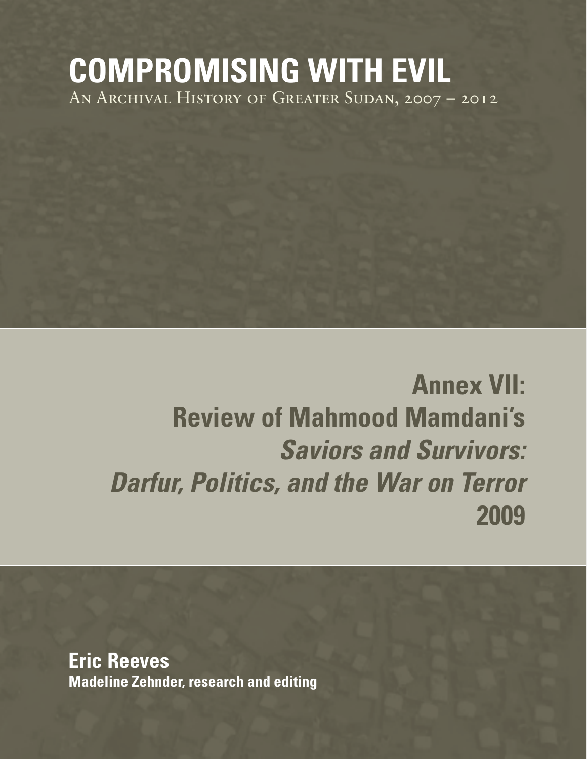# COMPROMISING WITH EVIL

An Archival History of Greater Sudan, 2007 – 2012

## Annex VII: Review of Mahmood Mamdani's *Saviors and Survivors: Darfur, Politics, and the War on Terror* 2009

**Eric Reeves**

**Madeline Zehnder, research and editing**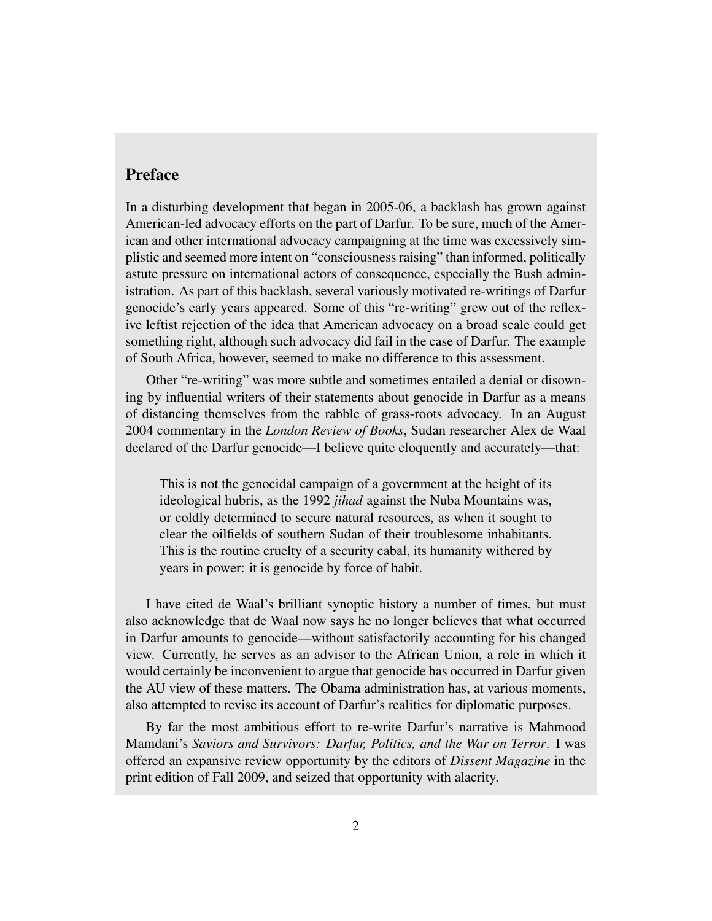## Preface

In a disturbing development that began in 2005-06, a backlash has grown against American-led advocacy efforts on the part of Darfur. To be sure, much of the American and other international advocacy campaigning at the time was excessively simplistic and seemed more intent on "consciousness raising" than informed, politically astute pressure on international actors of consequence, especially the Bush administration. As part of this backlash, several variously motivated re-writings of Darfur genocide's early years appeared. Some of this "re-writing" grew out of the reflexive leftist rejection of the idea that American advocacy on a broad scale could get something right, although such advocacy did fail in the case of Darfur. The example of South Africa, however, seemed to make no difference to this assessment.

Other "re-writing" was more subtle and sometimes entailed a denial or disowning by influential writers of their statements about genocide in Darfur as a means of distancing themselves from the rabble of grass-roots advocacy. In an August 2004 commentary in the *London Review of Books*, Sudan researcher Alex de Waal declared of the Darfur genocide—I believe quite eloquently and accurately—that:

> This is not the genocidal campaign of a government at the height of its ideological hubris, as the 1992 *jihad* against the Nuba Mountains was, or coldly determined to secure natural resources, as when it sought to clear the oilfields of southern Sudan of their troublesome inhabitants. This is the routine cruelty of a security cabal, its humanity withered by years in power: it is genocide by force of habit.

I have cited de Waal's brilliant synoptic history a number of times, but must also acknowledge that de Waal now says he no longer believes that what occurred in Darfur amounts to genocide—without satisfactorily accounting for his changed view. Currently, he serves as an advisor to the African Union, a role in which it would certainly be inconvenient to argue that genocide has occurred in Darfur given the AU view of these matters. The Obama administration has, at various moments, also attempted to revise its account of Darfur's realities for diplomatic purposes.

By far the most ambitious effort to re-write Darfur's narrative is Mahmood Mamdani's *Saviors and Survivors: Darfur, Politics, and the War on Terror*. I was offered an expansive review opportunity by the editors of *Dissent Magazine* in the print edition of Fall 2009, and seized that opportunity with alacrity.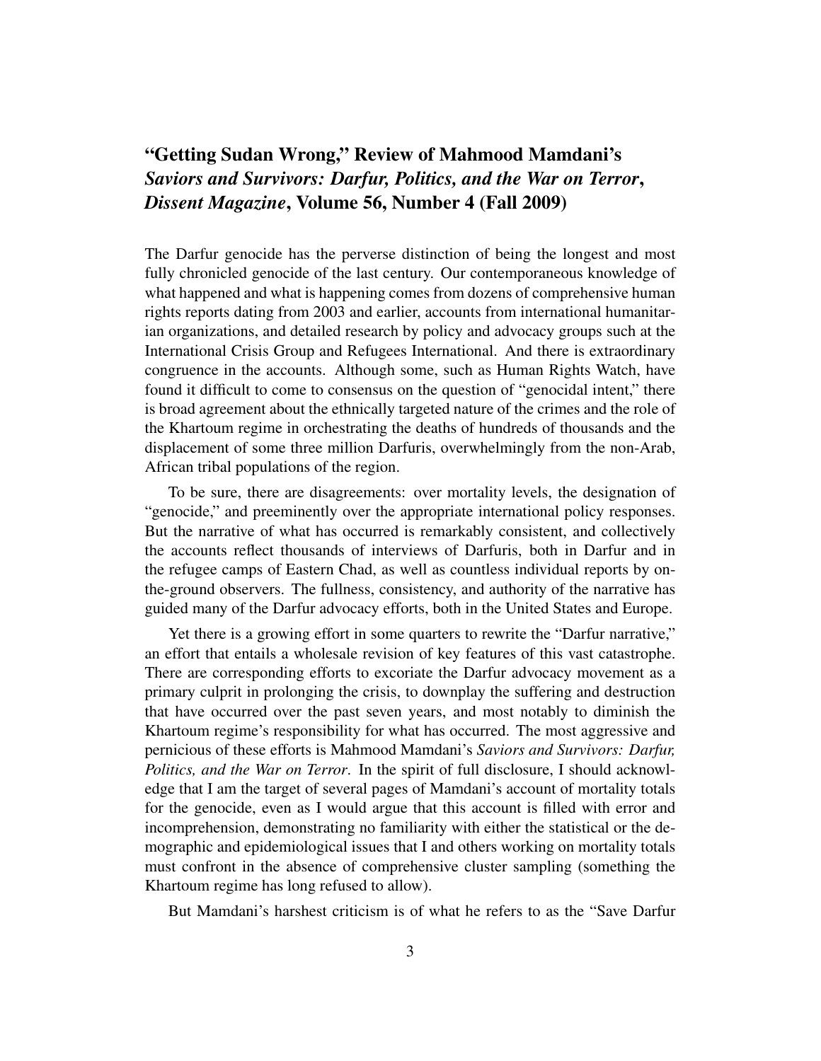## "Getting Sudan Wrong," Review of Mahmood Mamdani's *Saviors and Survivors: Darfur, Politics, and the War on Terror*, *Dissent Magazine*, Volume 56, Number 4 (Fall 2009)

The Darfur genocide has the perverse distinction of being the longest and most fully chronicled genocide of the last century. Our contemporaneous knowledge of what happened and what is happening comes from dozens of comprehensive human rights reports dating from 2003 and earlier, accounts from international humanitarian organizations, and detailed research by policy and advocacy groups such at the International Crisis Group and Refugees International. And there is extraordinary congruence in the accounts. Although some, such as Human Rights Watch, have found it difficult to come to consensus on the question of "genocidal intent," there is broad agreement about the ethnically targeted nature of the crimes and the role of the Khartoum regime in orchestrating the deaths of hundreds of thousands and the displacement of some three million Darfuris, overwhelmingly from the non-Arab, African tribal populations of the region.

To be sure, there are disagreements: over mortality levels, the designation of "genocide," and preeminently over the appropriate international policy responses. But the narrative of what has occurred is remarkably consistent, and collectively the accounts reflect thousands of interviews of Darfuris, both in Darfur and in the refugee camps of Eastern Chad, as well as countless individual reports by on-the-ground observers. The fullness, consistency, and authority of the narrative has guided many of the Darfur advocacy efforts, both in the United States and Europe.

Yet there is a growing effort in some quarters to rewrite the "Darfur narrative," an effort that entails a wholesale revision of key features of this vast catastrophe. There are corresponding efforts to excoriate the Darfur advocacy movement as a primary culprit in prolonging the crisis, to downplay the suffering and destruction that have occurred over the past seven years, and most notably to diminish the Khartoum regime's responsibility for what has occurred. The most aggressive and pernicious of these efforts is Mahmood Mamdani's *Saviors and Survivors: Darfur, Politics, and the War on Terror*. In the spirit of full disclosure, I should acknowledge that I am the target of several pages of Mamdani's account of mortality totals for the genocide, even as I would argue that this account is filled with error and incomprehension, demonstrating no familiarity with either the statistical or the demographic and epidemiological issues that I and others working on mortality totals must confront in the absence of comprehensive cluster sampling (something the Khartoum regime has long refused to allow).

But Mamdani's harshest criticism is of what he refers to as the "Save Darfur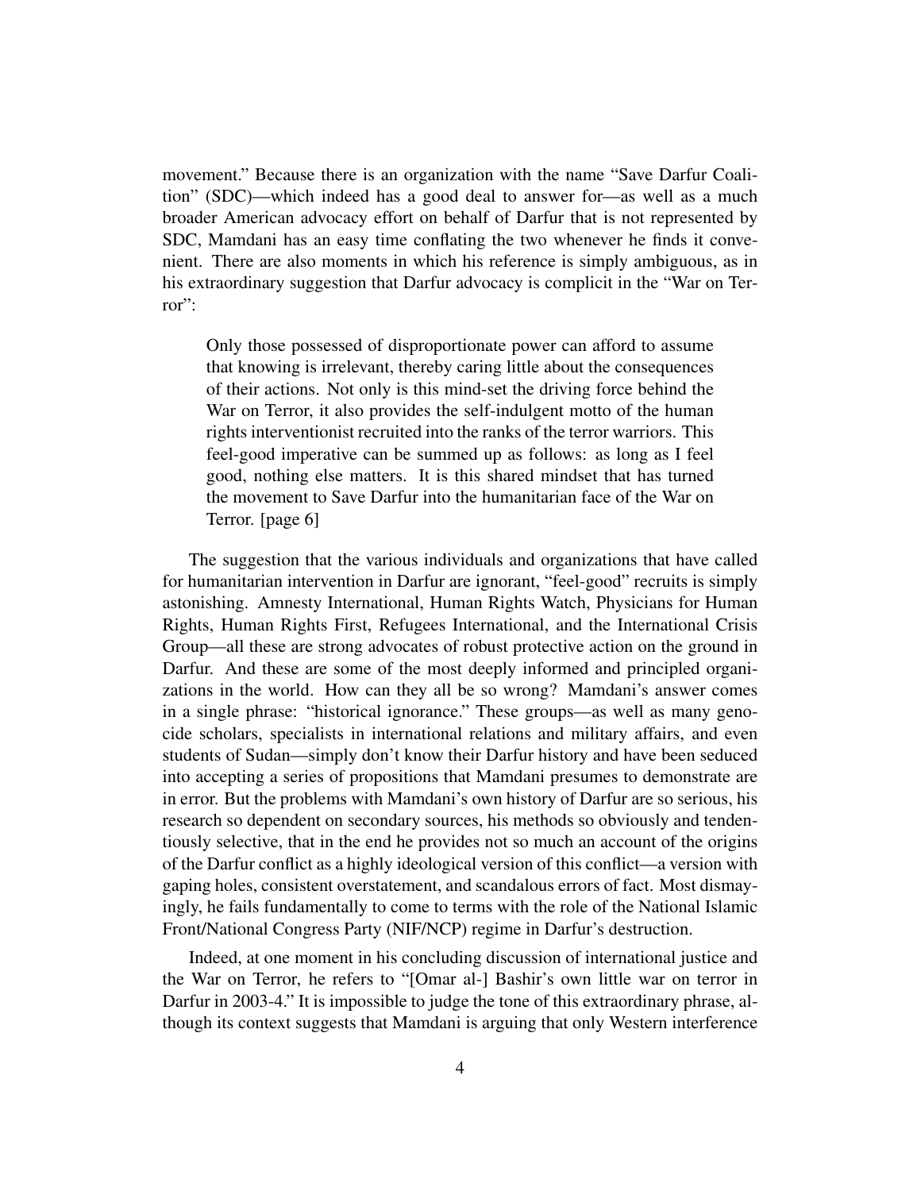movement." Because there is an organization with the name "Save Darfur Coalition" (SDC)—which indeed has a good deal to answer for—as well as a much broader American advocacy effort on behalf of Darfur that is not represented by SDC, Mamdani has an easy time conflating the two whenever he finds it convenient. There are also moments in which his reference is simply ambiguous, as in his extraordinary suggestion that Darfur advocacy is complicit in the "War on Terror":

> Only those possessed of disproportionate power can afford to assume that knowing is irrelevant, thereby caring little about the consequences of their actions. Not only is this mind-set the driving force behind the War on Terror, it also provides the self-indulgent motto of the human rights interventionist recruited into the ranks of the terror warriors. This feel-good imperative can be summed up as follows: as long as I feel good, nothing else matters. It is this shared mindset that has turned the movement to Save Darfur into the humanitarian face of the War on Terror. [page 6]

The suggestion that the various individuals and organizations that have called for humanitarian intervention in Darfur are ignorant, "feel-good" recruits is simply astonishing. Amnesty International, Human Rights Watch, Physicians for Human Rights, Human Rights First, Refugees International, and the International Crisis Group—all these are strong advocates of robust protective action on the ground in Darfur. And these are some of the most deeply informed and principled organizations in the world. How can they all be so wrong? Mamdani's answer comes in a single phrase: "historical ignorance." These groups—as well as many genocide scholars, specialists in international relations and military affairs, and even students of Sudan—simply don't know their Darfur history and have been seduced into accepting a series of propositions that Mamdani presumes to demonstrate are in error. But the problems with Mamdani's own history of Darfur are so serious, his research so dependent on secondary sources, his methods so obviously and tendentiously selective, that in the end he provides not so much an account of the origins of the Darfur conflict as a highly ideological version of this conflict—a version with gaping holes, consistent overstatement, and scandalous errors of fact. Most dismayingly, he fails fundamentally to come to terms with the role of the National Islamic Front/National Congress Party (NIF/NCP) regime in Darfur's destruction.

Indeed, at one moment in his concluding discussion of international justice and the War on Terror, he refers to "[Omar al-] Bashir's own little war on terror in Darfur in 2003-4." It is impossible to judge the tone of this extraordinary phrase, although its context suggests that Mamdani is arguing that only Western interference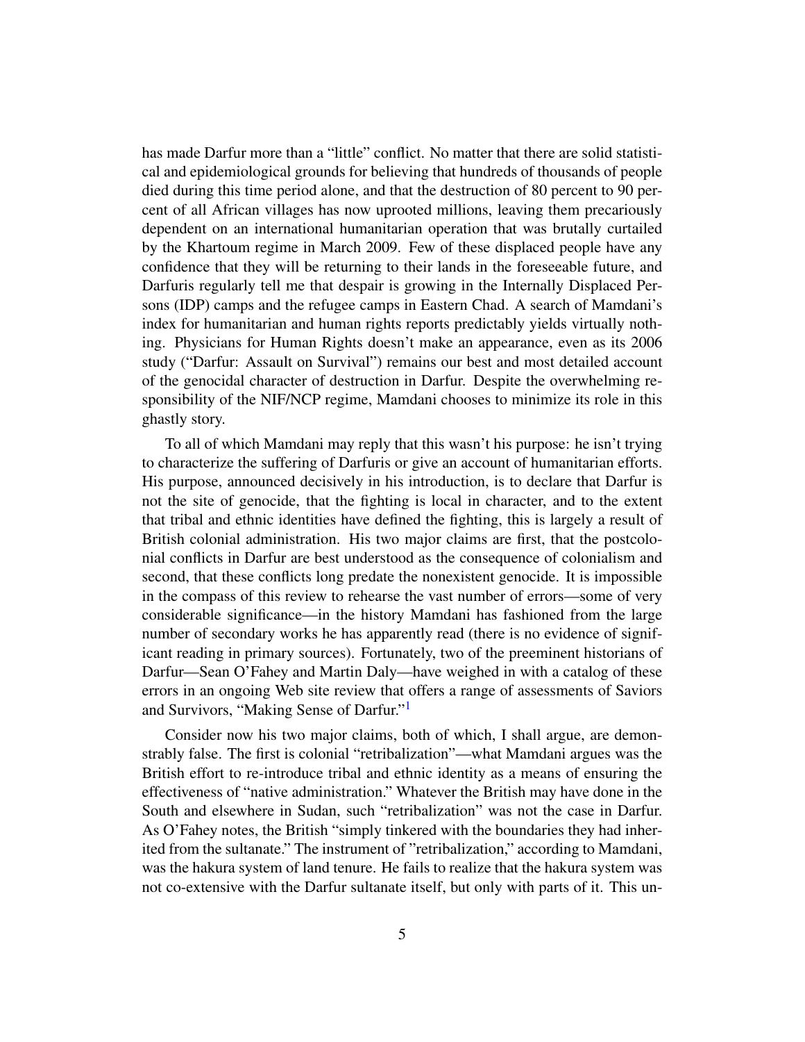has made Darfur more than a "little" conflict. No matter that there are solid statistical and epidemiological grounds for believing that hundreds of thousands of people died during this time period alone, and that the destruction of 80 percent to 90 percent of all African villages has now uprooted millions, leaving them precariously dependent on an international humanitarian operation that was brutally curtailed by the Khartoum regime in March 2009. Few of these displaced people have any confidence that they will be returning to their lands in the foreseeable future, and Darfuris regularly tell me that despair is growing in the Internally Displaced Persons (IDP) camps and the refugee camps in Eastern Chad. A search of Mamdani's index for humanitarian and human rights reports predictably yields virtually nothing. Physicians for Human Rights doesn't make an appearance, even as its 2006 study ("Darfur: Assault on Survival") remains our best and most detailed account of the genocidal character of destruction in Darfur. Despite the overwhelming responsibility of the NIF/NCP regime, Mamdani chooses to minimize its role in this ghastly story.

To all of which Mamdani may reply that this wasn't his purpose: he isn't trying to characterize the suffering of Darfuris or give an account of humanitarian efforts. His purpose, announced decisively in his introduction, is to declare that Darfur is not the site of genocide, that the fighting is local in character, and to the extent that tribal and ethnic identities have defined the fighting, this is largely a result of British colonial administration. His two major claims are first, that the postcolonial conflicts in Darfur are best understood as the consequence of colonialism and second, that these conflicts long predate the nonexistent genocide. It is impossible in the compass of this review to rehearse the vast number of errors—some of very considerable significance—in the history Mamdani has fashioned from the large number of secondary works he has apparently read (there is no evidence of significant reading in primary sources). Fortunately, two of the preeminent historians of Darfur—Sean O'Fahey and Martin Daly—have weighed in with a catalog of these errors in an ongoing Web site review that offers a range of assessments of Saviors and Survivors, "Making Sense of Darfur."[1]

Consider now his two major claims, both of which, I shall argue, are demonstrably false. The first is colonial "retribalization"—what Mamdani argues was the British effort to re-introduce tribal and ethnic identity as a means of ensuring the effectiveness of "native administration." Whatever the British may have done in the South and elsewhere in Sudan, such "retribalization" was not the case in Darfur. As O'Fahey notes, the British "simply tinkered with the boundaries they had inherited from the sultanate." The instrument of "retribalization," according to Mamdani, was the hakura system of land tenure. He fails to realize that the hakura system was not co-extensive with the Darfur sultanate itself, but only with parts of it. This un-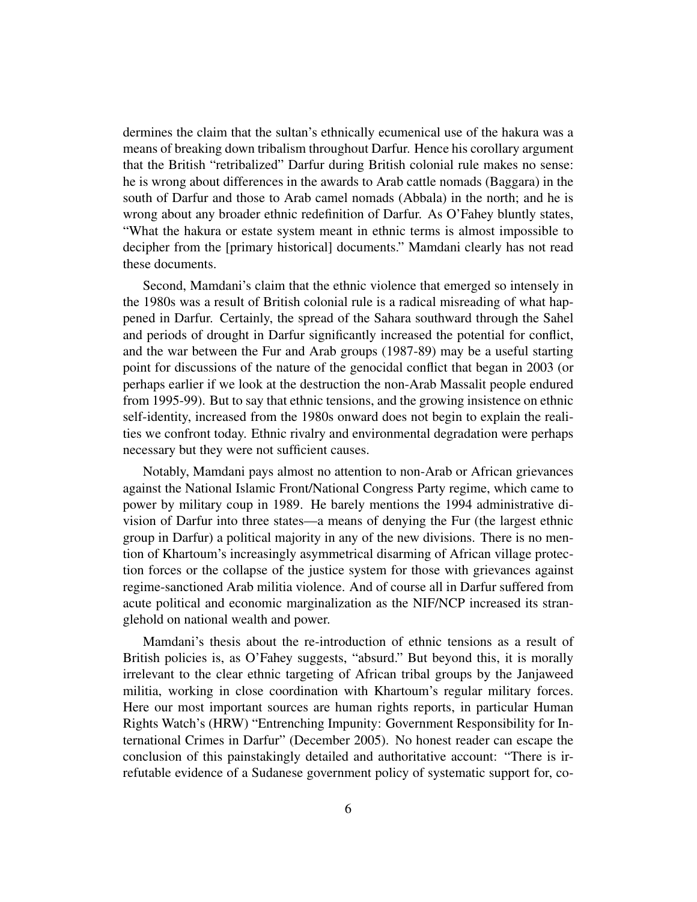dermines the claim that the sultan's ethnically ecumenical use of the hakura was a means of breaking down tribalism throughout Darfur. Hence his corollary argument that the British "retribalized" Darfur during British colonial rule makes no sense: he is wrong about differences in the awards to Arab cattle nomads (Baggara) in the south of Darfur and those to Arab camel nomads (Abbala) in the north; and he is wrong about any broader ethnic redefinition of Darfur. As O'Fahey bluntly states, "What the hakura or estate system meant in ethnic terms is almost impossible to decipher from the [primary historical] documents." Mamdani clearly has not read these documents.

Second, Mamdani's claim that the ethnic violence that emerged so intensely in the 1980s was a result of British colonial rule is a radical misreading of what happened in Darfur. Certainly, the spread of the Sahara southward through the Sahel and periods of drought in Darfur significantly increased the potential for conflict, and the war between the Fur and Arab groups (1987-89) may be a useful starting point for discussions of the nature of the genocidal conflict that began in 2003 (or perhaps earlier if we look at the destruction the non-Arab Massalit people endured from 1995-99). But to say that ethnic tensions, and the growing insistence on ethnic self-identity, increased from the 1980s onward does not begin to explain the realities we confront today. Ethnic rivalry and environmental degradation were perhaps necessary but they were not sufficient causes.

Notably, Mamdani pays almost no attention to non-Arab or African grievances against the National Islamic Front/National Congress Party regime, which came to power by military coup in 1989. He barely mentions the 1994 administrative division of Darfur into three states—a means of denying the Fur (the largest ethnic group in Darfur) a political majority in any of the new divisions. There is no mention of Khartoum's increasingly asymmetrical disarming of African village protection forces or the collapse of the justice system for those with grievances against regime-sanctioned Arab militia violence. And of course all in Darfur suffered from acute political and economic marginalization as the NIF/NCP increased its stranglehold on national wealth and power.

Mamdani's thesis about the re-introduction of ethnic tensions as a result of British policies is, as O'Fahey suggests, "absurd." But beyond this, it is morally irrelevant to the clear ethnic targeting of African tribal groups by the Janjaweed militia, working in close coordination with Khartoum's regular military forces. Here our most important sources are human rights reports, in particular Human Rights Watch's (HRW) "Entrenching Impunity: Government Responsibility for International Crimes in Darfur" (December 2005). No honest reader can escape the conclusion of this painstakingly detailed and authoritative account: "There is irrefutable evidence of a Sudanese government policy of systematic support for, co-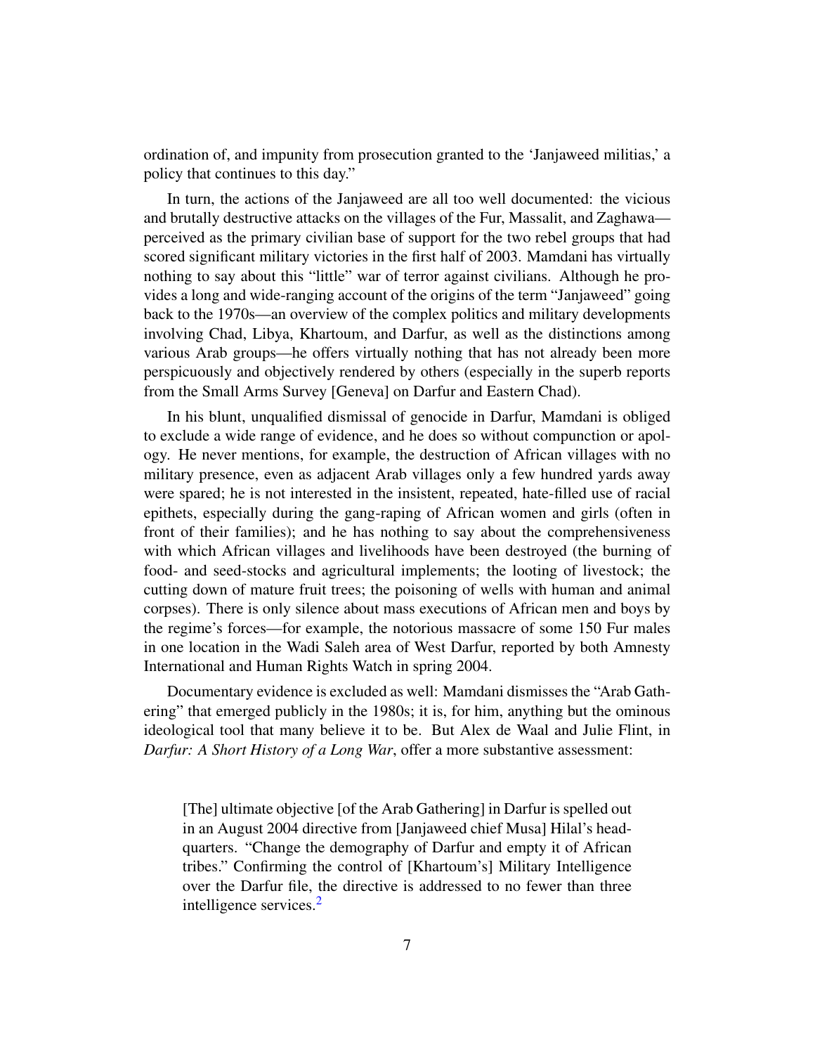ordination of, and impunity from prosecution granted to the 'Janjaweed militias,' a policy that continues to this day."

In turn, the actions of the Janjaweed are all too well documented: the vicious and brutally destructive attacks on the villages of the Fur, Massalit, and Zaghawa—perceived as the primary civilian base of support for the two rebel groups that had scored significant military victories in the first half of 2003. Mamdani has virtually nothing to say about this "little" war of terror against civilians. Although he provides a long and wide-ranging account of the origins of the term "Janjaweed" going back to the 1970s—an overview of the complex politics and military developments involving Chad, Libya, Khartoum, and Darfur, as well as the distinctions among various Arab groups—he offers virtually nothing that has not already been more perspicuously and objectively rendered by others (especially in the superb reports from the Small Arms Survey [Geneva] on Darfur and Eastern Chad).

In his blunt, unqualified dismissal of genocide in Darfur, Mamdani is obliged to exclude a wide range of evidence, and he does so without compunction or apology. He never mentions, for example, the destruction of African villages with no military presence, even as adjacent Arab villages only a few hundred yards away were spared; he is not interested in the insistent, repeated, hate-filled use of racial epithets, especially during the gang-raping of African women and girls (often in front of their families); and he has nothing to say about the comprehensiveness with which African villages and livelihoods have been destroyed (the burning of food- and seed-stocks and agricultural implements; the looting of livestock; the cutting down of mature fruit trees; the poisoning of wells with human and animal corpses). There is only silence about mass executions of African men and boys by the regime's forces—for example, the notorious massacre of some 150 Fur males in one location in the Wadi Saleh area of West Darfur, reported by both Amnesty International and Human Rights Watch in spring 2004.

Documentary evidence is excluded as well: Mamdani dismisses the "Arab Gathering" that emerged publicly in the 1980s; it is, for him, anything but the ominous ideological tool that many believe it to be. But Alex de Waal and Julie Flint, in *Darfur: A Short History of a Long War*, offer a more substantive assessment:

> [The] ultimate objective [of the Arab Gathering] in Darfur is spelled out in an August 2004 directive from [Janjaweed chief Musa] Hilal's headquarters. "Change the demography of Darfur and empty it of African tribes." Confirming the control of [Khartoum's] Military Intelligence over the Darfur file, the directive is addressed to no fewer than three intelligence services.[2]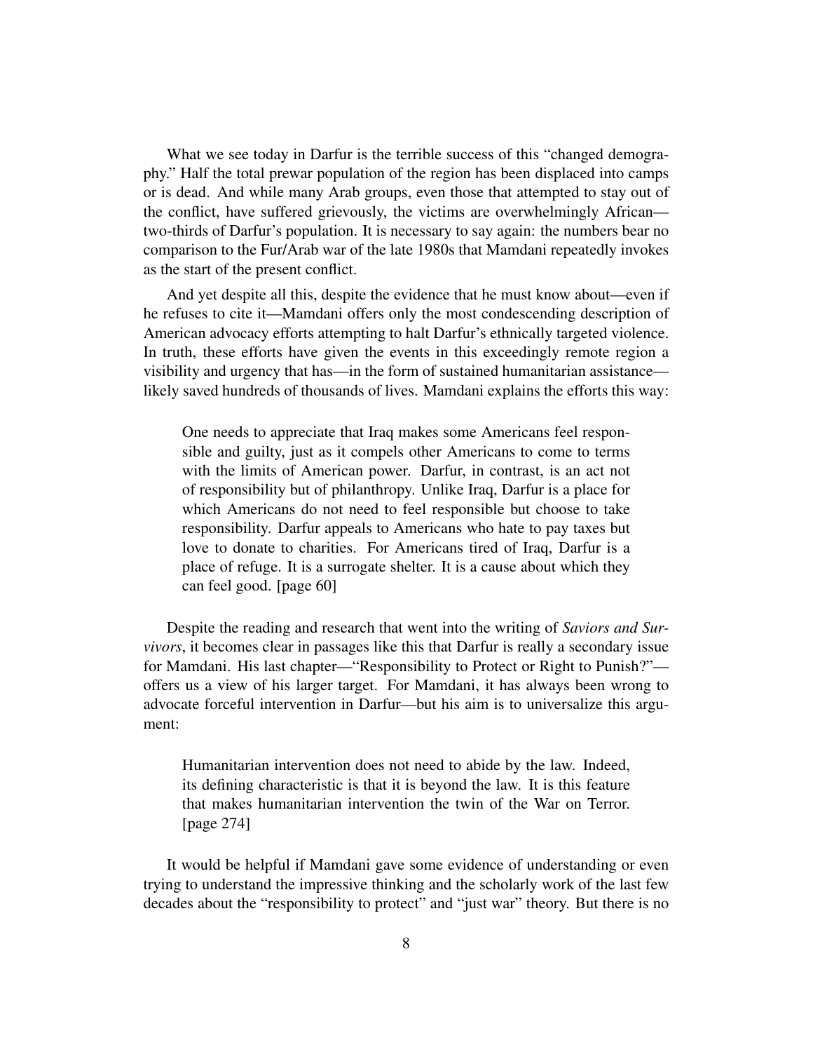What we see today in Darfur is the terrible success of this "changed demography." Half the total prewar population of the region has been displaced into camps or is dead. And while many Arab groups, even those that attempted to stay out of the conflict, have suffered grievously, the victims are overwhelmingly African—two-thirds of Darfur's population. It is necessary to say again: the numbers bear no comparison to the Fur/Arab war of the late 1980s that Mamdani repeatedly invokes as the start of the present conflict.

And yet despite all this, despite the evidence that he must know about—even if he refuses to cite it—Mamdani offers only the most condescending description of American advocacy efforts attempting to halt Darfur's ethnically targeted violence. In truth, these efforts have given the events in this exceedingly remote region a visibility and urgency that has—in the form of sustained humanitarian assistance—likely saved hundreds of thousands of lives. Mamdani explains the efforts this way:

> One needs to appreciate that Iraq makes some Americans feel responsible and guilty, just as it compels other Americans to come to terms with the limits of American power. Darfur, in contrast, is an act not of responsibility but of philanthropy. Unlike Iraq, Darfur is a place for which Americans do not need to feel responsible but choose to take responsibility. Darfur appeals to Americans who hate to pay taxes but love to donate to charities. For Americans tired of Iraq, Darfur is a place of refuge. It is a surrogate shelter. It is a cause about which they can feel good. [page 60]

Despite the reading and research that went into the writing of *Saviors and Survivors*, it becomes clear in passages like this that Darfur is really a secondary issue for Mamdani. His last chapter—"Responsibility to Protect or Right to Punish?"—offers us a view of his larger target. For Mamdani, it has always been wrong to advocate forceful intervention in Darfur—but his aim is to universalize this argument:

> Humanitarian intervention does not need to abide by the law. Indeed, its defining characteristic is that it is beyond the law. It is this feature that makes humanitarian intervention the twin of the War on Terror. [page 274]

It would be helpful if Mamdani gave some evidence of understanding or even trying to understand the impressive thinking and the scholarly work of the last few decades about the "responsibility to protect" and "just war" theory. But there is no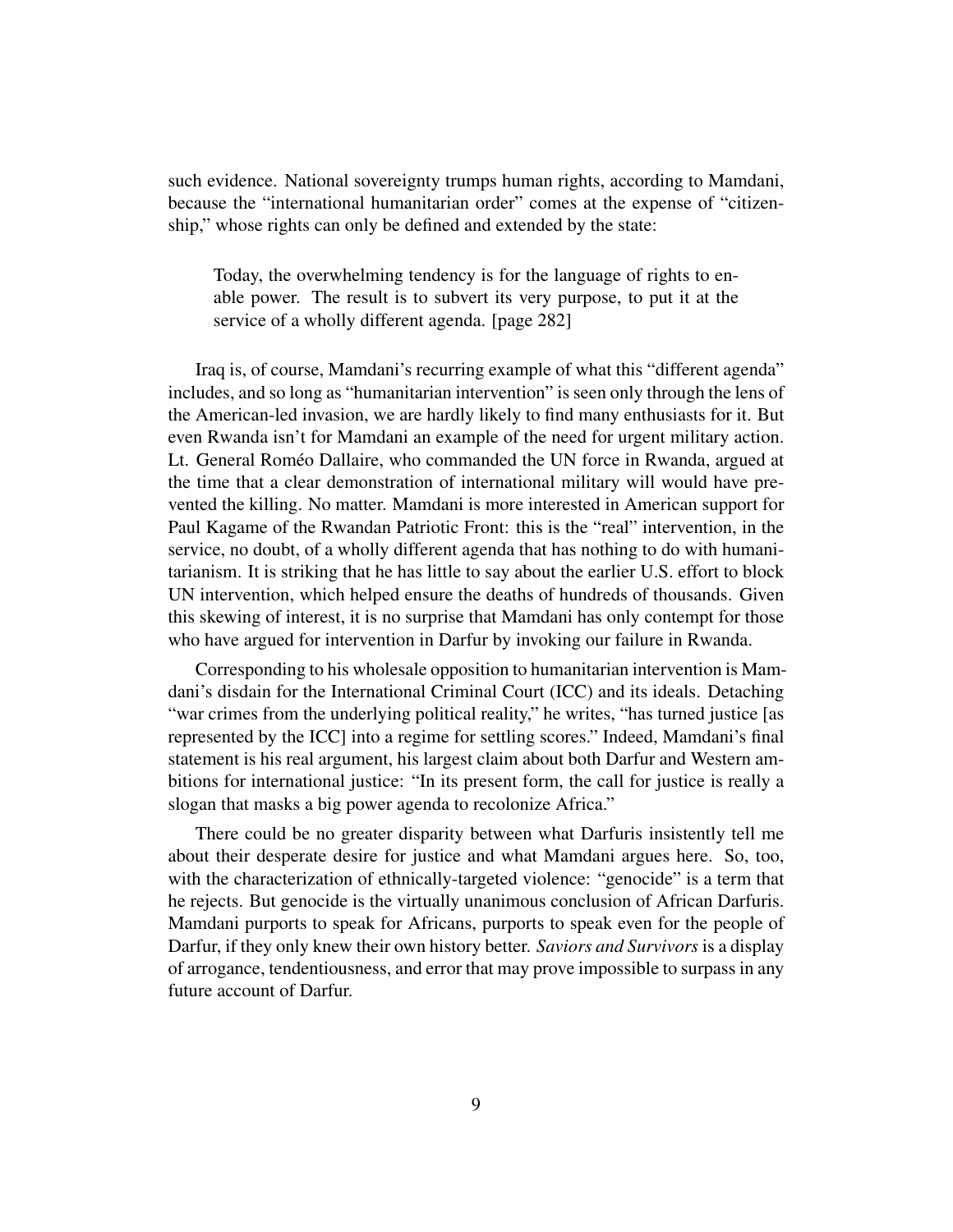such evidence. National sovereignty trumps human rights, according to Mamdani, because the "international humanitarian order" comes at the expense of "citizenship," whose rights can only be defined and extended by the state:

> Today, the overwhelming tendency is for the language of rights to enable power. The result is to subvert its very purpose, to put it at the service of a wholly different agenda. [page 282]

Iraq is, of course, Mamdani's recurring example of what this "different agenda" includes, and so long as "humanitarian intervention" is seen only through the lens of the American-led invasion, we are hardly likely to find many enthusiasts for it. But even Rwanda isn't for Mamdani an example of the need for urgent military action. Lt. General Roméo Dallaire, who commanded the UN force in Rwanda, argued at the time that a clear demonstration of international military will would have prevented the killing. No matter. Mamdani is more interested in American support for Paul Kagame of the Rwandan Patriotic Front: this is the "real" intervention, in the service, no doubt, of a wholly different agenda that has nothing to do with humanitarianism. It is striking that he has little to say about the earlier U.S. effort to block UN intervention, which helped ensure the deaths of hundreds of thousands. Given this skewing of interest, it is no surprise that Mamdani has only contempt for those who have argued for intervention in Darfur by invoking our failure in Rwanda.

Corresponding to his wholesale opposition to humanitarian intervention is Mamdani's disdain for the International Criminal Court (ICC) and its ideals. Detaching "war crimes from the underlying political reality," he writes, "has turned justice [as represented by the ICC] into a regime for settling scores." Indeed, Mamdani's final statement is his real argument, his largest claim about both Darfur and Western ambitions for international justice: "In its present form, the call for justice is really a slogan that masks a big power agenda to recolonize Africa."

There could be no greater disparity between what Darfuris insistently tell me about their desperate desire for justice and what Mamdani argues here. So, too, with the characterization of ethnically-targeted violence: "genocide" is a term that he rejects. But genocide is the virtually unanimous conclusion of African Darfuris. Mamdani purports to speak for Africans, purports to speak even for the people of Darfur, if they only knew their own history better. *Saviors and Survivors* is a display of arrogance, tendentiousness, and error that may prove impossible to surpass in any future account of Darfur.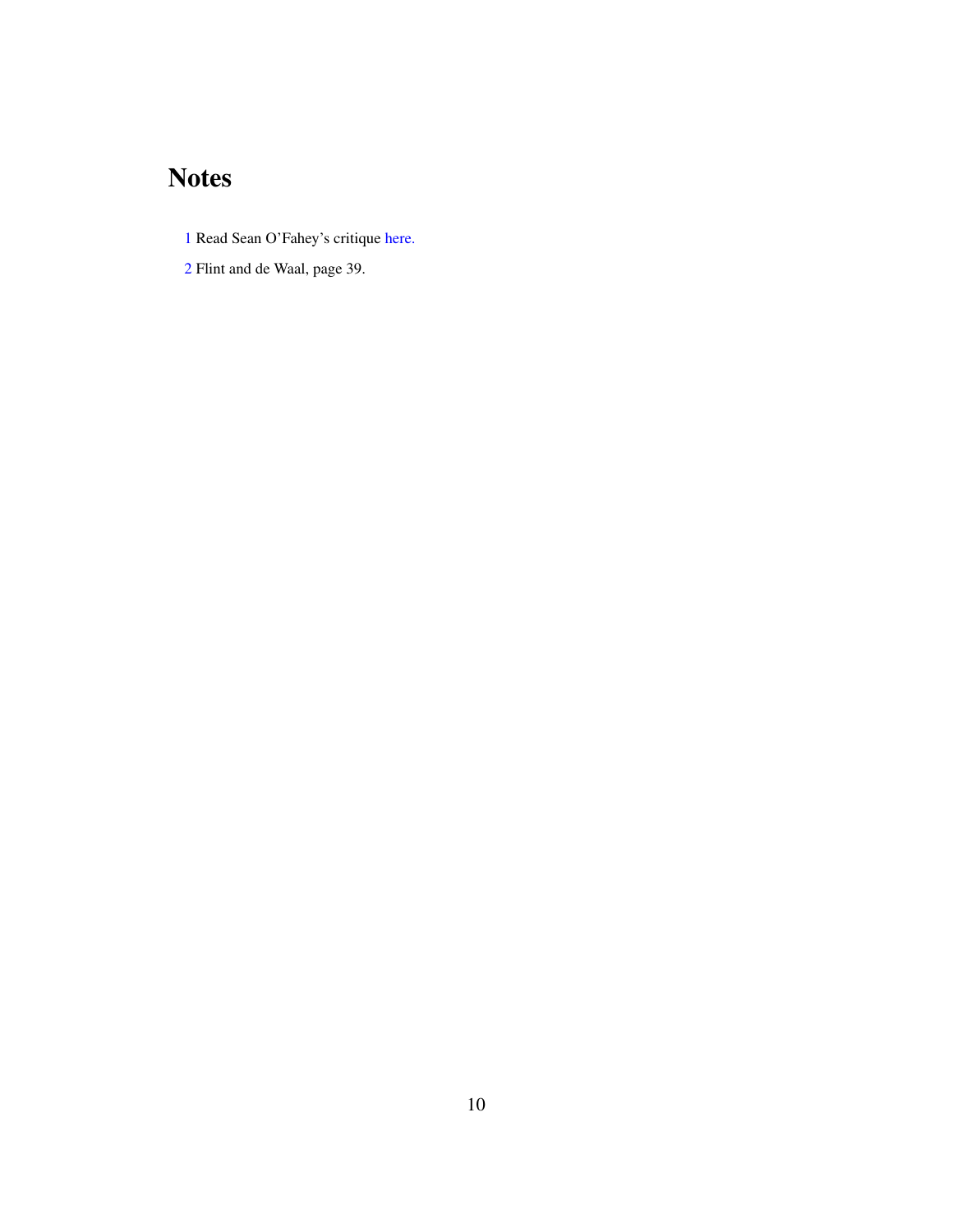# Notes

1 Read Sean O'Fahey's critique here.

2 Flint and de Waal, page 39.